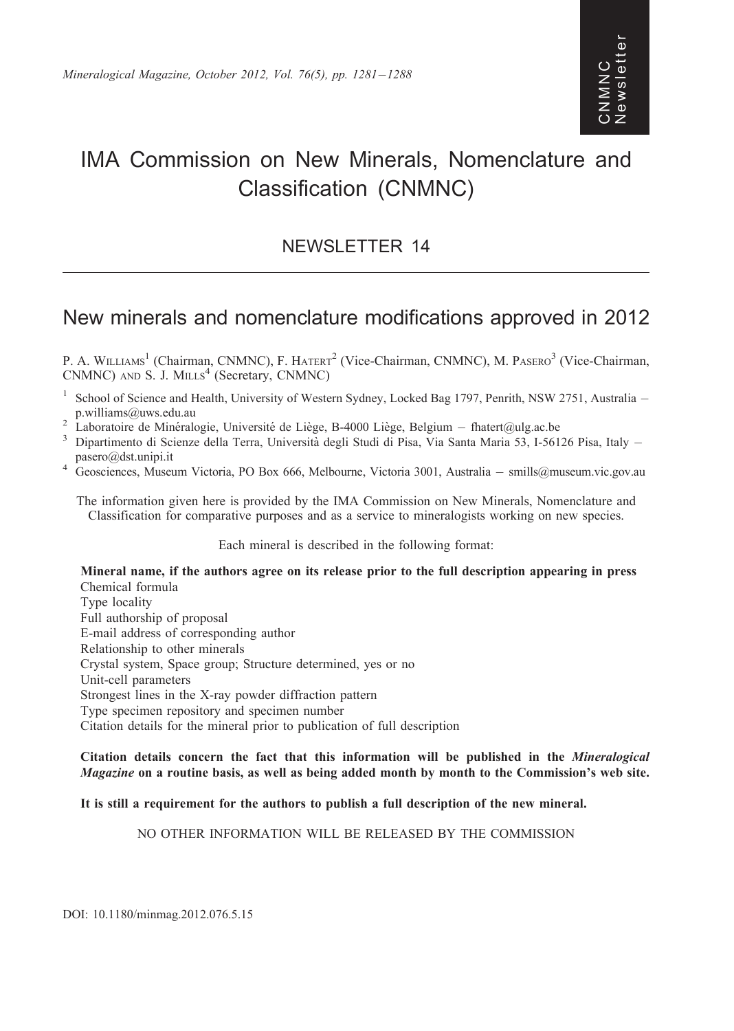# IMA Commission on New Minerals, Nomenclature and Classification (CNMNC)

## NEWSLETTER 14

## New minerals and nomenclature modifications approved in 2012

P. A. Williams[1] (Chairman, CNMNC), F. Hatert[2] (Vice-Chairman, CNMNC), M. Pasero[3] (Vice-Chairman, CNMNC) and S. J. Mills[4] (Secretary, CNMNC)

[1] School of Science and Health, University of Western Sydney, Locked Bag 1797, Penrith, NSW 2751, Australia – p.williams@uws.edu.au
[2] Laboratoire de Minéralogie, Université de Liège, B-4000 Liège, Belgium – fhatert@ulg.ac.be
[3] Dipartimento di Scienze della Terra, Università degli Studi di Pisa, Via Santa Maria 53, I-56126 Pisa, Italy – pasero@dst.unipi.it
[4] Geosciences, Museum Victoria, PO Box 666, Melbourne, Victoria 3001, Australia – smills@museum.vic.gov.au

The information given here is provided by the IMA Commission on New Minerals, Nomenclature and Classification for comparative purposes and as a service to mineralogists working on new species.

Each mineral is described in the following format:

**Mineral name, if the authors agree on its release prior to the full description appearing in press**
Chemical formula
Type locality
Full authorship of proposal
E-mail address of corresponding author
Relationship to other minerals
Crystal system, Space group; Structure determined, yes or no
Unit-cell parameters
Strongest lines in the X-ray powder diffraction pattern
Type specimen repository and specimen number
Citation details for the mineral prior to publication of full description

**Citation details concern the fact that this information will be published in the *Mineralogical Magazine* on a routine basis, as well as being added month by month to the Commission's web site.**

**It is still a requirement for the authors to publish a full description of the new mineral.**

NO OTHER INFORMATION WILL BE RELEASED BY THE COMMISSION

DOI: 10.1180/minmag.2012.076.5.15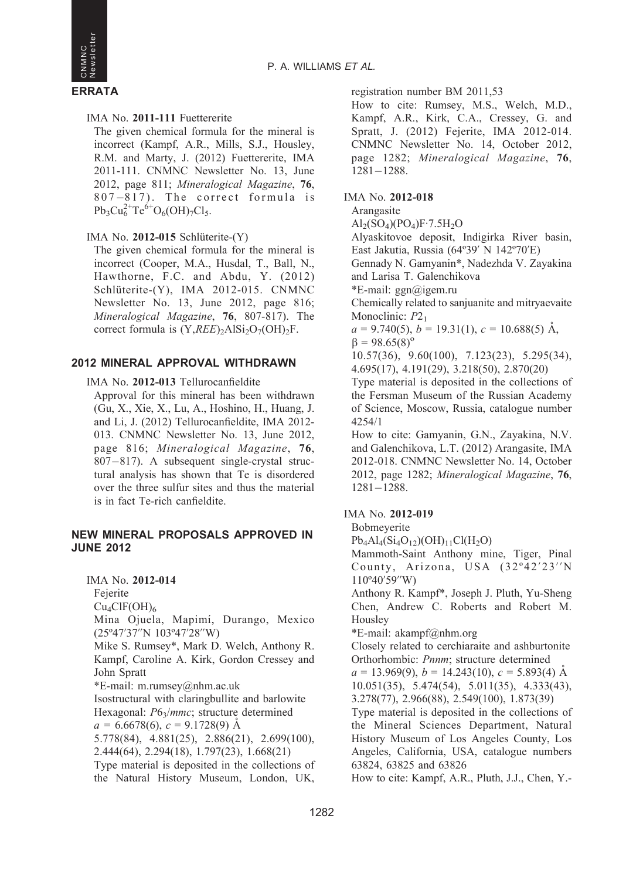## ERRATA

IMA No. **2011-111** Fuettererite

The given chemical formula for the mineral is incorrect (Kampf, A.R., Mills, S.J., Housley, R.M. and Marty, J. (2012) Fuettererite, IMA 2011-111. CNMNC Newsletter No. 13, June 2012, page 811; *Mineralogical Magazine*, **76**, 807–817). The correct formula is $Pb_3Cu_6^{2+}Te^{6+}O_6(OH)_7Cl_5$.

IMA No. **2012-015** Schlüterite-(Y)

The given chemical formula for the mineral is incorrect (Cooper, M.A., Husdal, T., Ball, N., Hawthorne, F.C. and Abdu, Y. (2012) Schlüterite-(Y), IMA 2012-015. CNMNC Newsletter No. 13, June 2012, page 816; *Mineralogical Magazine*, **76**, 807-817). The correct formula is $(Y,REE)_2AlSi_2O_7(OH)_2F$.

## 2012 MINERAL APPROVAL WITHDRAWN

IMA No. **2012-013** Tellurocanfieldite

Approval for this mineral has been withdrawn (Gu, X., Xie, X., Lu, A., Hoshino, H., Huang, J. and Li, J. (2012) Tellurocanfieldite, IMA 2012-013. CNMNC Newsletter No. 13, June 2012, page 816; *Mineralogical Magazine*, **76**, 807–817). A subsequent single-crystal structural analysis has shown that Te is disordered over the three sulfur sites and thus the material is in fact Te-rich canfieldite.

## NEW MINERAL PROPOSALS APPROVED IN JUNE 2012

IMA No. **2012-014**

Fejerite

$Cu_4ClF(OH)_6$

Mina Ojuela, Mapimí, Durango, Mexico (25º47′37″N 103º47′28″W)

Mike S. Rumsey*, Mark D. Welch, Anthony R. Kampf, Caroline A. Kirk, Gordon Cressey and John Spratt

*E-mail: m.rumsey@nhm.ac.uk

Isostructural with claringbullite and barlowite

Hexagonal: $P6_3/mmc$; structure determined

$a$ = 6.6678(6), $c$ = 9.1728(9) Å

5.778(84), 4.881(25), 2.886(21), 2.699(100), 2.444(64), 2.294(18), 1.797(23), 1.668(21)

Type material is deposited in the collections of the Natural History Museum, London, UK, registration number BM 2011,53

How to cite: Rumsey, M.S., Welch, M.D., Kampf, A.R., Kirk, C.A., Cressey, G. and Spratt, J. (2012) Fejerite, IMA 2012-014. CNMNC Newsletter No. 14, October 2012, page 1282; *Mineralogical Magazine*, **76**, 1281–1288.

IMA No. **2012-018**

Arangasite

$Al_2(SO_4)(PO_4)F{\cdot}7.5H_2O$

Alyaskitovoe deposit, Indigirka River basin, East Jakutia, Russia (64º39′ N 142º70′E)

Gennady N. Gamyanin*, Nadezhda V. Zayakina and Larisa T. Galenchikova

*E-mail: ggn@igem.ru

Chemically related to sanjuanite and mitryaevaite

Monoclinic: $P2_1$

$a$ = 9.740(5), $b$ = 19.31(1), $c$ = 10.688(5) Å, $\beta$ = 98.65(8)º

10.57(36), 9.60(100), 7.123(23), 5.295(34), 4.695(17), 4.191(29), 3.218(50), 2.870(20)

Type material is deposited in the collections of the Fersman Museum of the Russian Academy of Science, Moscow, Russia, catalogue number 4254/1

How to cite: Gamyanin, G.N., Zayakina, N.V. and Galenchikova, L.T. (2012) Arangasite, IMA 2012-018. CNMNC Newsletter No. 14, October 2012, page 1282; *Mineralogical Magazine*, **76**, 1281–1288.

IMA No. **2012-019**

Bobmeyerite

$Pb_4Al_4(Si_4O_{12})(OH)_{11}Cl(H_2O)$

Mammoth-Saint Anthony mine, Tiger, Pinal County, Arizona, USA (32º42′23″N 110º40′59″W)

Anthony R. Kampf*, Joseph J. Pluth, Yu-Sheng Chen, Andrew C. Roberts and Robert M. Housley

*E-mail: akampf@nhm.org

Closely related to cerchiaraite and ashburtonite

Orthorhombic: $Pnnm$; structure determined

$a$ = 13.969(9), $b$ = 14.243(10), $c$ = 5.893(4) Å

10.051(35), 5.474(54), 5.011(35), 4.333(43), 3.278(77), 2.966(88), 2.549(100), 1.873(39)

Type material is deposited in the collections of the Mineral Sciences Department, Natural History Museum of Los Angeles County, Los Angeles, California, USA, catalogue numbers 63824, 63825 and 63826

How to cite: Kampf, A.R., Pluth, J.J., Chen, Y.-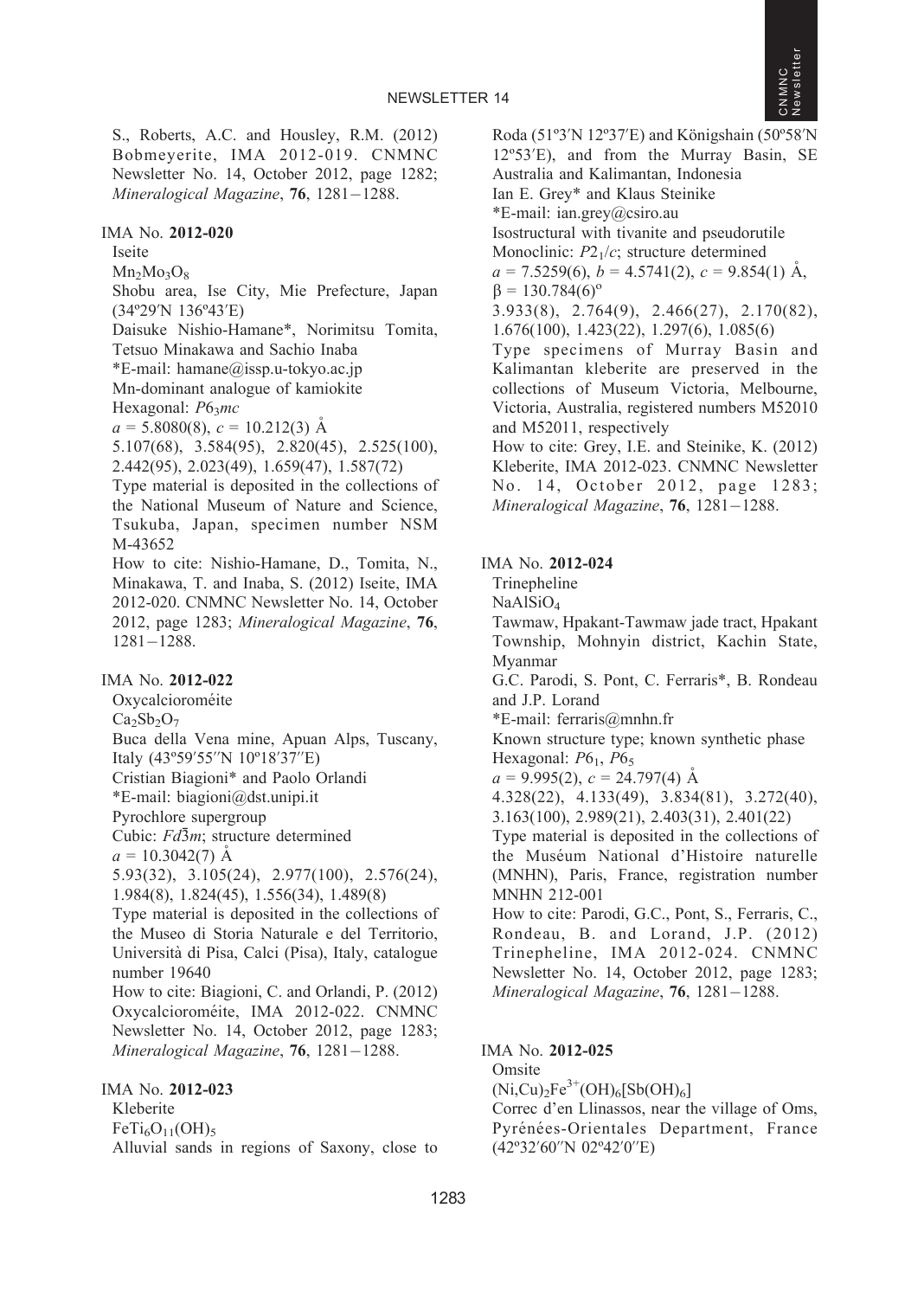S., Roberts, A.C. and Housley, R.M. (2012) Bobmeyerite, IMA 2012-019. CNMNC Newsletter No. 14, October 2012, page 1282; *Mineralogical Magazine*, **76**, 1281–1288.

IMA No. **2012-020**

Iseite

$Mn_2Mo_3O_8$

Shobu area, Ise City, Mie Prefecture, Japan (34º29′N 136º43′E)

Daisuke Nishio-Hamane*, Norimitsu Tomita, Tetsuo Minakawa and Sachio Inaba

*E-mail: hamane@issp.u-tokyo.ac.jp

Mn-dominant analogue of kamiokite

Hexagonal: $P6_3mc$

$a$ = 5.8080(8), $c$ = 10.212(3) Å

5.107(68), 3.584(95), 2.820(45), 2.525(100), 2.442(95), 2.023(49), 1.659(47), 1.587(72)

Type material is deposited in the collections of the National Museum of Nature and Science, Tsukuba, Japan, specimen number NSM M-43652

How to cite: Nishio-Hamane, D., Tomita, N., Minakawa, T. and Inaba, S. (2012) Iseite, IMA 2012-020. CNMNC Newsletter No. 14, October 2012, page 1283; *Mineralogical Magazine*, **76**, 1281–1288.

IMA No. **2012-022**

Oxycalcioroméite

$Ca_2Sb_2O_7$

Buca della Vena mine, Apuan Alps, Tuscany, Italy (43º59′55″N 10º18′37″E)

Cristian Biagioni* and Paolo Orlandi

*E-mail: biagioni@dst.unipi.it

Pyrochlore supergroup

Cubic: $Fd\bar{3}m$; structure determined

$a$ = 10.3042(7) Å

5.93(32), 3.105(24), 2.977(100), 2.576(24), 1.984(8), 1.824(45), 1.556(34), 1.489(8)

Type material is deposited in the collections of the Museo di Storia Naturale e del Territorio, Università di Pisa, Calci (Pisa), Italy, catalogue number 19640

How to cite: Biagioni, C. and Orlandi, P. (2012) Oxycalcioroméite, IMA 2012-022. CNMNC Newsletter No. 14, October 2012, page 1283; *Mineralogical Magazine*, **76**, 1281–1288.

IMA No. **2012-023**

Kleberite

$FeTi_6O_{11}(OH)_5$

Alluvial sands in regions of Saxony, close to Roda (51º3′N 12º37′E) and Königshain (50º58′N 12º53′E), and from the Murray Basin, SE Australia and Kalimantan, Indonesia

Ian E. Grey* and Klaus Steinike

*E-mail: ian.grey@csiro.au

Isostructural with tivanite and pseudorutile

Monoclinic: $P2_1/c$; structure determined

$a$ = 7.5259(6), $b$ = 4.5741(2), $c$ = 9.854(1) Å, $\beta$ = 130.784(6)º

3.933(8), 2.764(9), 2.466(27), 2.170(82), 1.676(100), 1.423(22), 1.297(6), 1.085(6)

Type specimens of Murray Basin and Kalimantan kleberite are preserved in the collections of Museum Victoria, Melbourne, Victoria, Australia, registered numbers M52010 and M52011, respectively

How to cite: Grey, I.E. and Steinike, K. (2012) Kleberite, IMA 2012-023. CNMNC Newsletter No. 14, October 2012, page 1283; *Mineralogical Magazine*, **76**, 1281–1288.

IMA No. **2012-024**

Trinepheline

$NaAlSiO_4$

Tawmaw, Hpakant-Tawmaw jade tract, Hpakant Township, Mohnyin district, Kachin State, Myanmar

G.C. Parodi, S. Pont, C. Ferraris*, B. Rondeau and J.P. Lorand

*E-mail: ferraris@mnhn.fr

Known structure type; known synthetic phase

Hexagonal: $P6_1$, $P6_5$

$a$ = 9.995(2), $c$ = 24.797(4) Å

4.328(22), 4.133(49), 3.834(81), 3.272(40), 3.163(100), 2.989(21), 2.403(31), 2.401(22)

Type material is deposited in the collections of the Muséum National d'Histoire naturelle (MNHN), Paris, France, registration number MNHN 212-001

How to cite: Parodi, G.C., Pont, S., Ferraris, C., Rondeau, B. and Lorand, J.P. (2012) Trinepheline, IMA 2012-024. CNMNC Newsletter No. 14, October 2012, page 1283; *Mineralogical Magazine*, **76**, 1281–1288.

IMA No. **2012-025**

Omsite

$(Ni,Cu)_2Fe^{3+}(OH)_6[Sb(OH)_6]$

Correc d'en Llinassos, near the village of Oms, Pyrénées-Orientales Department, France (42º32′60″N 02º42′0″E)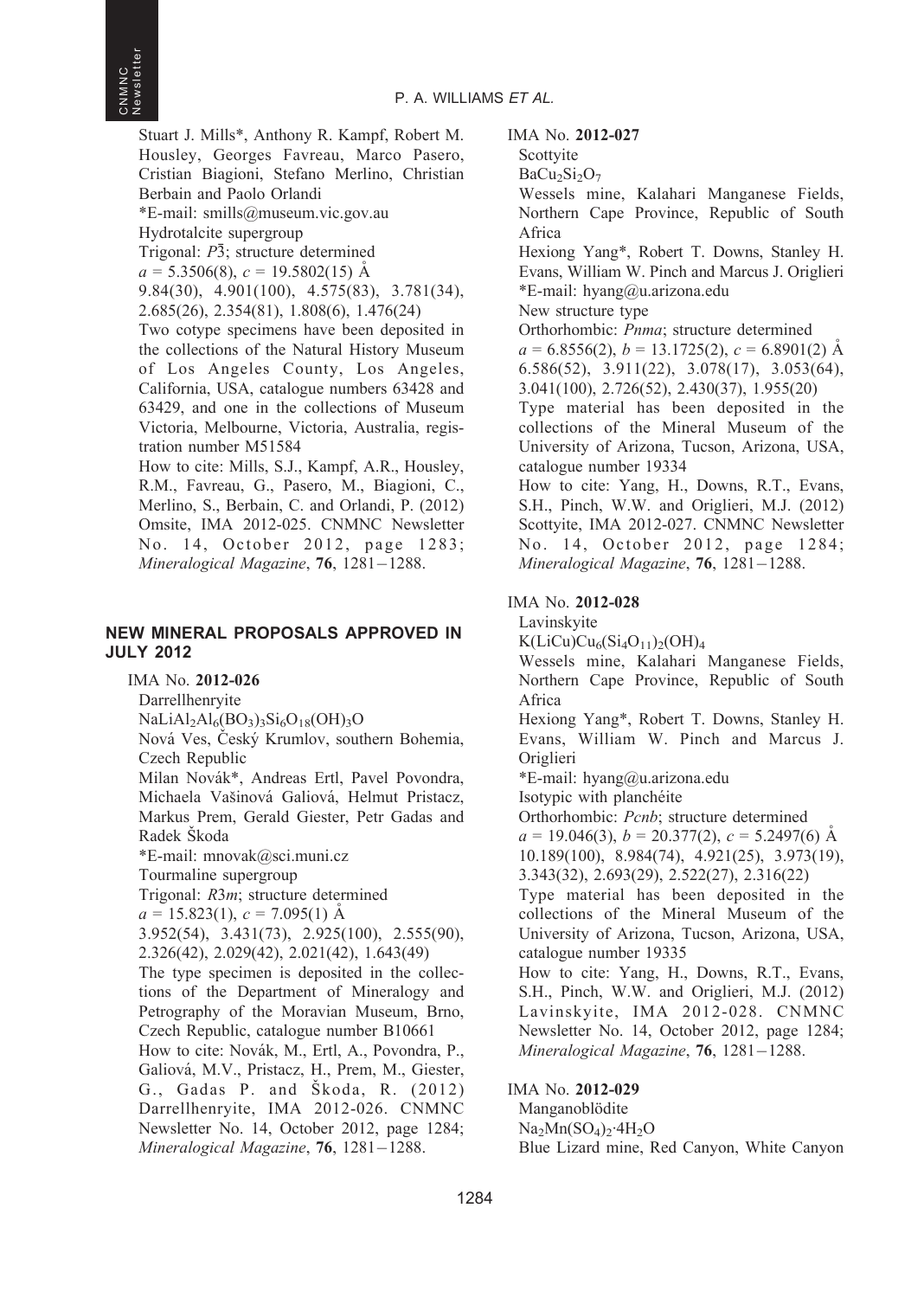Stuart J. Mills*, Anthony R. Kampf, Robert M. Housley, Georges Favreau, Marco Pasero, Cristian Biagioni, Stefano Merlino, Christian Berbain and Paolo Orlandi
*E-mail: smills@museum.vic.gov.au
Hydrotalcite supergroup
Trigonal: $P\bar{3}$; structure determined
$a$ = 5.3506(8), $c$ = 19.5802(15) Å
9.84(30), 4.901(100), 4.575(83), 3.781(34), 2.685(26), 2.354(81), 1.808(6), 1.476(24)
Two cotype specimens have been deposited in the collections of the Natural History Museum of Los Angeles County, Los Angeles, California, USA, catalogue numbers 63428 and 63429, and one in the collections of Museum Victoria, Melbourne, Victoria, Australia, registration number M51584
How to cite: Mills, S.J., Kampf, A.R., Housley, R.M., Favreau, G., Pasero, M., Biagioni, C., Merlino, S., Berbain, C. and Orlandi, P. (2012) Omsite, IMA 2012-025. CNMNC Newsletter No. 14, October 2012, page 1283; *Mineralogical Magazine*, **76**, 1281–1288.

## NEW MINERAL PROPOSALS APPROVED IN JULY 2012

IMA No. **2012-026**
Darrellhenryite
$NaLiAl_2Al_6(BO_3)_3Si_6O_{18}(OH)_3O$
Nová Ves, Český Krumlov, southern Bohemia, Czech Republic
Milan Novák*, Andreas Ertl, Pavel Povondra, Michaela Vašinová Galiová, Helmut Pristacz, Markus Prem, Gerald Giester, Petr Gadas and Radek Škoda
*E-mail: mnovak@sci.muni.cz
Tourmaline supergroup
Trigonal: $R3m$; structure determined
$a$ = 15.823(1), $c$ = 7.095(1) Å
3.952(54), 3.431(73), 2.925(100), 2.555(90), 2.326(42), 2.029(42), 2.021(42), 1.643(49)
The type specimen is deposited in the collections of the Department of Mineralogy and Petrography of the Moravian Museum, Brno, Czech Republic, catalogue number B10661
How to cite: Novák, M., Ertl, A., Povondra, P., Galiová, M.V., Pristacz, H., Prem, M., Giester, G., Gadas P. and Škoda, R. (2012) Darrellhenryite, IMA 2012-026. CNMNC Newsletter No. 14, October 2012, page 1284; *Mineralogical Magazine*, **76**, 1281–1288.

IMA No. **2012-027**
Scottyite
$BaCu_2Si_2O_7$
Wessels mine, Kalahari Manganese Fields, Northern Cape Province, Republic of South Africa
Hexiong Yang*, Robert T. Downs, Stanley H. Evans, William W. Pinch and Marcus J. Origlieri
*E-mail: hyang@u.arizona.edu
New structure type
Orthorhombic: $Pnma$; structure determined
$a$ = 6.8556(2), $b$ = 13.1725(2), $c$ = 6.8901(2) Å
6.586(52), 3.911(22), 3.078(17), 3.053(64), 3.041(100), 2.726(52), 2.430(37), 1.955(20)
Type material has been deposited in the collections of the Mineral Museum of the University of Arizona, Tucson, Arizona, USA, catalogue number 19334
How to cite: Yang, H., Downs, R.T., Evans, S.H., Pinch, W.W. and Origlieri, M.J. (2012) Scottyite, IMA 2012-027. CNMNC Newsletter No. 14, October 2012, page 1284; *Mineralogical Magazine*, **76**, 1281–1288.

IMA No. **2012-028**
Lavinskyite
$K(LiCu)Cu_6(Si_4O_{11})_2(OH)_4$
Wessels mine, Kalahari Manganese Fields, Northern Cape Province, Republic of South Africa
Hexiong Yang*, Robert T. Downs, Stanley H. Evans, William W. Pinch and Marcus J. Origlieri
*E-mail: hyang@u.arizona.edu
Isotypic with planchéite
Orthorhombic: $Pcnb$; structure determined
$a$ = 19.046(3), $b$ = 20.377(2), $c$ = 5.2497(6) Å
10.189(100), 8.984(74), 4.921(25), 3.973(19), 3.343(32), 2.693(29), 2.522(27), 2.316(22)
Type material has been deposited in the collections of the Mineral Museum of the University of Arizona, Tucson, Arizona, USA, catalogue number 19335
How to cite: Yang, H., Downs, R.T., Evans, S.H., Pinch, W.W. and Origlieri, M.J. (2012) Lavinskyite, IMA 2012-028. CNMNC Newsletter No. 14, October 2012, page 1284; *Mineralogical Magazine*, **76**, 1281–1288.

IMA No. **2012-029**
Manganoblödite
$Na_2Mn(SO_4)_2{\cdot}4H_2O$
Blue Lizard mine, Red Canyon, White Canyon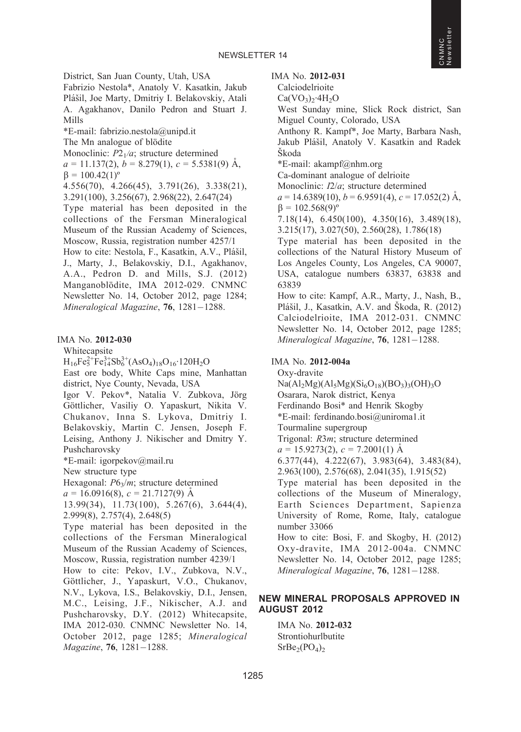District, San Juan County, Utah, USA

Fabrizio Nestola*, Anatoly V. Kasatkin, Jakub Plášil, Joe Marty, Dmitriy I. Belakovskiy, Atali A. Agakhanov, Danilo Pedron and Stuart J. Mills

*E-mail: fabrizio.nestola@unipd.it

The Mn analogue of blödite

Monoclinic: $P2_1/a$; structure determined

$a$ = 11.137(2), $b$ = 8.279(1), $c$ = 5.5381(9) Å, $\beta$ = 100.42(1)º

4.556(70), 4.266(45), 3.791(26), 3.338(21), 3.291(100), 3.256(67), 2.968(22), 2.647(24)

Type material has been deposited in the collections of the Fersman Mineralogical Museum of the Russian Academy of Sciences, Moscow, Russia, registration number 4257/1

How to cite: Nestola, F., Kasatkin, A.V., Plášil, J., Marty, J., Belakovskiy, D.I., Agakhanov, A.A., Pedron D. and Mills, S.J. (2012) Manganoblödite, IMA 2012-029. CNMNC Newsletter No. 14, October 2012, page 1284; *Mineralogical Magazine*, **76**, 1281–1288.

IMA No. **2012-030**

Whitecapsite

$H_{16}Fe^{2+}_5Fe^{3+}_{14}Sb^{3+}_6(AsO_4)_{18}O_{16}\cdot120H_2O$

East ore body, White Caps mine, Manhattan district, Nye County, Nevada, USA

Igor V. Pekov*, Natalia V. Zubkova, Jörg Göttlicher, Vasiliy O. Yapaskurt, Nikita V. Chukanov, Inna S. Lykova, Dmitriy I. Belakovskiy, Martin C. Jensen, Joseph F. Leising, Anthony J. Nikischer and Dmitry Y. Pushcharovsky

*E-mail: igorpekov@mail.ru

New structure type

Hexagonal: $P6_3/m$; structure determined

$a$ = 16.0916(8), $c$ = 21.7127(9) Å

13.99(34), 11.73(100), 5.267(6), 3.644(4), 2.999(8), 2.757(4), 2.648(5)

Type material has been deposited in the collections of the Fersman Mineralogical Museum of the Russian Academy of Sciences, Moscow, Russia, registration number 4239/1

How to cite: Pekov, I.V., Zubkova, N.V., Göttlicher, J., Yapaskurt, V.O., Chukanov, N.V., Lykova, I.S., Belakovskiy, D.I., Jensen, M.C., Leising, J.F., Nikischer, A.J. and Pushcharovsky, D.Y. (2012) Whitecapsite, IMA 2012-030. CNMNC Newsletter No. 14, October 2012, page 1285; *Mineralogical Magazine*, **76**, 1281–1288.

IMA No. **2012-031**

Calciodelrioite

$Ca(VO_3)_2\cdot4H_2O$

West Sunday mine, Slick Rock district, San Miguel County, Colorado, USA

Anthony R. Kampf*, Joe Marty, Barbara Nash, Jakub Plášil, Anatoly V. Kasatkin and Radek Škoda

*E-mail: akampf@nhm.org

Ca-dominant analogue of delrioite

Monoclinic: $I2/a$; structure determined

$a$ = 14.6389(10), $b$ = 6.9591(4), $c$ = 17.052(2) Å, $\beta$ = 102.568(9)º

7.18(14), 6.450(100), 4.350(16), 3.489(18), 3.215(17), 3.027(50), 2.560(28), 1.786(18)

Type material has been deposited in the collections of the Natural History Museum of Los Angeles County, Los Angeles, CA 90007, USA, catalogue numbers 63837, 63838 and 63839

How to cite: Kampf, A.R., Marty, J., Nash, B., Plášil, J., Kasatkin, A.V. and Škoda, R. (2012) Calciodelrioite, IMA 2012-031. CNMNC Newsletter No. 14, October 2012, page 1285; *Mineralogical Magazine*, **76**, 1281–1288.

IMA No. **2012-004a**

Oxy-dravite

$Na(Al_2Mg)(Al_5Mg)(Si_6O_{18})(BO_3)_3(OH)_3O$

Osarara, Narok district, Kenya

Ferdinando Bosi* and Henrik Skogby

*E-mail: ferdinando.bosi@uniroma1.it

Tourmaline supergroup

Trigonal: $R3m$; structure determined

$a$ = 15.9273(2), $c$ = 7.2001(1) Å

6.377(44), 4.222(67), 3.983(64), 3.483(84), 2.963(100), 2.576(68), 2.041(35), 1.915(52)

Type material has been deposited in the collections of the Museum of Mineralogy, Earth Sciences Department, Sapienza University of Rome, Rome, Italy, catalogue number 33066

How to cite: Bosi, F. and Skogby, H. (2012) Oxy-dravite, IMA 2012-004a. CNMNC Newsletter No. 14, October 2012, page 1285; *Mineralogical Magazine*, **76**, 1281–1288.

## NEW MINERAL PROPOSALS APPROVED IN AUGUST 2012

IMA No. **2012-032**

Strontiohurlbutite

$SrBe_2(PO_4)_2$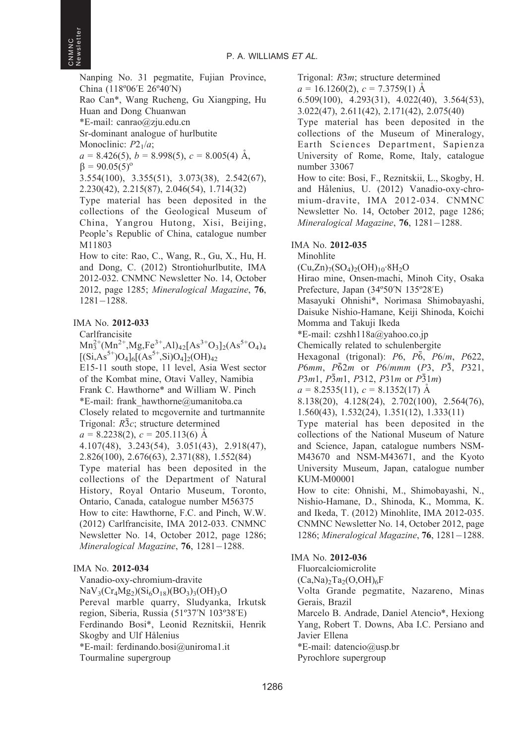Nanping No. 31 pegmatite, Fujian Province, China (118º06′E 26º40′N)

Rao Can*, Wang Rucheng, Gu Xiangping, Hu Huan and Dong Chuanwan

*E-mail: canrao@zju.edu.cn

Sr-dominant analogue of hurlbutite

Monoclinic: $P2_1/a$;

$a$ = 8.426(5), $b$ = 8.998(5), $c$ = 8.005(4) Å, β = 90.05(5)º

3.554(100), 3.355(51), 3.073(38), 2.542(67), 2.230(42), 2.215(87), 2.046(54), 1.714(32)

Type material has been deposited in the collections of the Geological Museum of China, Yangrou Hutong, Xisi, Beijing, People's Republic of China, catalogue number M11803

How to cite: Rao, C., Wang, R., Gu, X., Hu, H. and Dong, C. (2012) Strontiohurlbutite, IMA 2012-032. CNMNC Newsletter No. 14, October 2012, page 1285; *Mineralogical Magazine*, **76**, 1281–1288.

## IMA No. 2012-033

Carlfrancisite

$Mn_3^{2+}(Mn^{2+},Mg,Fe^{3+},Al)_{42}[As^{3+}O_3]_2(As^{5+}O_4)_4[(Si,As^{5+})O_4]_6[(As^{5+},Si)O_4]_2(OH)_{42}$

E15-11 south stope, 11 level, Asia West sector of the Kombat mine, Otavi Valley, Namibia

Frank C. Hawthorne* and William W. Pinch

*E-mail: frank_hawthorne@umanitoba.ca

Closely related to mcgovernite and turtmannite

Trigonal: $R\bar{3}c$; structure determined

$a$ = 8.2238(2), $c$ = 205.113(6) Å

4.107(48), 3.243(54), 3.051(43), 2.918(47), 2.826(100), 2.676(63), 2.371(88), 1.552(84)

Type material has been deposited in the collections of the Department of Natural History, Royal Ontario Museum, Toronto, Ontario, Canada, catalogue number M56375

How to cite: Hawthorne, F.C. and Pinch, W.W. (2012) Carlfrancisite, IMA 2012-033. CNMNC Newsletter No. 14, October 2012, page 1286; *Mineralogical Magazine*, **76**, 1281–1288.

## IMA No. 2012-034

Vanadio-oxy-chromium-dravite

$NaV_3(Cr_4Mg_2)(Si_6O_{18})(BO_3)_3(OH)_3O$

Pereval marble quarry, Sludyanka, Irkutsk region, Siberia, Russia (51º37′N 103º38′E)

Ferdinando Bosi*, Leonid Reznitskii, Henrik Skogby and Ulf Hålenius

*E-mail: ferdinando.bosi@uniroma1.it

Tourmaline supergroup

Trigonal: $R3m$; structure determined

$a$ = 16.1260(2), $c$ = 7.3759(1) Å

6.509(100), 4.293(31), 4.022(40), 3.564(53), 3.022(47), 2.611(42), 2.171(42), 2.075(40)

Type material has been deposited in the collections of the Museum of Mineralogy, Earth Sciences Department, Sapienza University of Rome, Rome, Italy, catalogue number 33067

How to cite: Bosi, F., Reznitskii, L., Skogby, H. and Hålenius, U. (2012) Vanadio-oxy-chromium-dravite, IMA 2012-034. CNMNC Newsletter No. 14, October 2012, page 1286; *Mineralogical Magazine*, **76**, 1281–1288.

## IMA No. 2012-035

Minohlite

$(Cu,Zn)_7(SO_4)_2(OH)_{10}{\cdot}8H_2O$

Hirao mine, Onsen-machi, Minoh City, Osaka Prefecture, Japan (34º50′N 135º28′E)

Masayuki Ohnishi*, Norimasa Shimobayashi, Daisuke Nishio-Hamane, Keiji Shinoda, Koichi Momma and Takuji Ikeda

*E-mail: czshh118a@yahoo.co.jp

Chemically related to schulenbergite

Hexagonal (trigonal): $P6$, $P\bar{6}$, $P6/m$, $P622$, $P6mm$, $P\bar{6}2m$ or $P6/mmm$ ($P3$, $P\bar{3}$, $P321$, $P3m1$, $P\bar{3}m1$, $P312$, $P31m$ or $P\bar{3}1m$)

$a$ = 8.2535(11), $c$ = 8.1352(17) Å

8.138(20), 4.128(24), 2.702(100), 2.564(76), 1.560(43), 1.532(24), 1.351(12), 1.333(11)

Type material has been deposited in the collections of the National Museum of Nature and Science, Japan, catalogue numbers NSM-M43670 and NSM-M43671, and the Kyoto University Museum, Japan, catalogue number KUM-M00001

How to cite: Ohnishi, M., Shimobayashi, N., Nishio-Hamane, D., Shinoda, K., Momma, K. and Ikeda, T. (2012) Minohlite, IMA 2012-035. CNMNC Newsletter No. 14, October 2012, page 1286; *Mineralogical Magazine*, **76**, 1281–1288.

## IMA No. 2012-036

Fluorcalciomicrolite

$(Ca,Na)_2Ta_2(O,OH)_6F$

Volta Grande pegmatite, Nazareno, Minas Gerais, Brazil

Marcelo B. Andrade, Daniel Atencio*, Hexiong Yang, Robert T. Downs, Aba I.C. Persiano and Javier Ellena

*E-mail: datencio@usp.br

Pyrochlore supergroup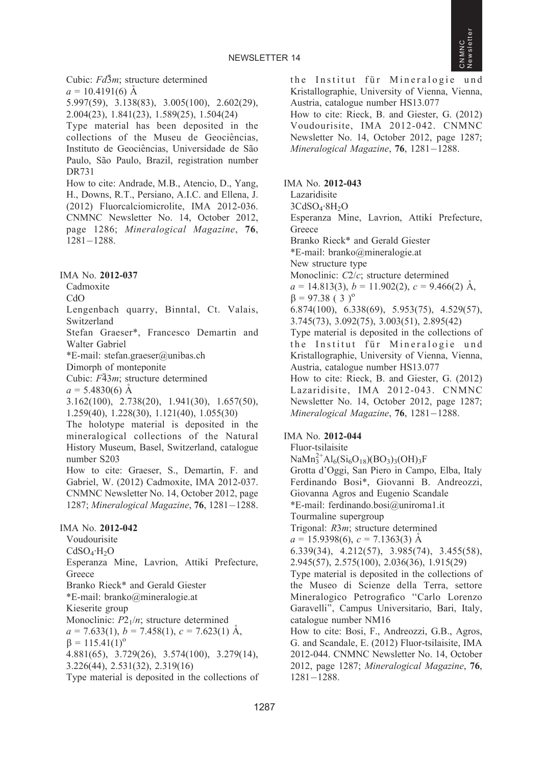Cubic: $Fd\bar{3}m$; structure determined

$a$ = 10.4191(6) Å

5.997(59), 3.138(83), 3.005(100), 2.602(29), 2.004(23), 1.841(23), 1.589(25), 1.504(24)

Type material has been deposited in the collections of the Museu de Geociências, Instituto de Geociências, Universidade de São Paulo, São Paulo, Brazil, registration number DR731

How to cite: Andrade, M.B., Atencio, D., Yang, H., Downs, R.T., Persiano, A.I.C. and Ellena, J. (2012) Fluorcalciomicrolite, IMA 2012-036. CNMNC Newsletter No. 14, October 2012, page 1286; *Mineralogical Magazine*, **76**, 1281–1288.

IMA No. **2012-037**

Cadmoxite

CdO

Lengenbach quarry, Binntal, Ct. Valais, Switzerland

Stefan Graeser*, Francesco Demartin and Walter Gabriel

*E-mail: stefan.graeser@unibas.ch

Dimorph of monteponite

Cubic: $F\bar{4}3m$; structure determined

$a$ = 5.4830(6) Å

3.162(100), 2.738(20), 1.941(30), 1.657(50), 1.259(40), 1.228(30), 1.121(40), 1.055(30)

The holotype material is deposited in the mineralogical collections of the Natural History Museum, Basel, Switzerland, catalogue number S203

How to cite: Graeser, S., Demartin, F. and Gabriel, W. (2012) Cadmoxite, IMA 2012-037. CNMNC Newsletter No. 14, October 2012, page 1287; *Mineralogical Magazine*, **76**, 1281–1288.

IMA No. **2012-042**

Voudourisite

$CdSO_4 \cdot H_2O$

Esperanza Mine, Lavrion, Attikí Prefecture, Greece

Branko Rieck* and Gerald Giester

*E-mail: branko@mineralogie.at

Kieserite group

Monoclinic: $P2_1/n$; structure determined

$a$ = 7.633(1), $b$ = 7.458(1), $c$ = 7.623(1) Å, $\beta$ = 115.41(1)°

4.881(65), 3.729(26), 3.574(100), 3.279(14), 3.226(44), 2.531(32), 2.319(16)

Type material is deposited in the collections of the Institut für Mineralogie und Kristallographie, University of Vienna, Vienna, Austria, catalogue number HS13.077

How to cite: Rieck, B. and Giester, G. (2012) Voudourisite, IMA 2012-042. CNMNC Newsletter No. 14, October 2012, page 1287; *Mineralogical Magazine*, **76**, 1281–1288.

IMA No. **2012-043**

Lazaridisite

$3CdSO_4 \cdot 8H_2O$

Esperanza Mine, Lavrion, Attikí Prefecture, Greece

Branko Rieck* and Gerald Giester

*E-mail: branko@mineralogie.at

New structure type

Monoclinic: $C2/c$; structure determined

$a$ = 14.813(3), $b$ = 11.902(2), $c$ = 9.466(2) Å, $\beta$ = 97.38 ( 3 )°

6.874(100), 6.338(69), 5.953(75), 4.529(57), 3.745(73), 3.092(75), 3.003(51), 2.895(42)

Type material is deposited in the collections of the Institut für Mineralogie und Kristallographie, University of Vienna, Vienna, Austria, catalogue number HS13.077

How to cite: Rieck, B. and Giester, G. (2012) Lazaridisite, IMA 2012-043. CNMNC Newsletter No. 14, October 2012, page 1287; *Mineralogical Magazine*, **76**, 1281–1288.

IMA No. **2012-044**

Fluor-tsilaisite

$NaMn^{2+}_3Al_6(Si_6O_{18})(BO_3)_3(OH)_3F$

Grotta d'Oggi, San Piero in Campo, Elba, Italy

Ferdinando Bosi*, Giovanni B. Andreozzi, Giovanna Agros and Eugenio Scandale

*E-mail: ferdinando.bosi@uniroma1.it

Tourmaline supergroup

Trigonal: $R3m$; structure determined

$a$ = 15.9398(6), $c$ = 7.1363(3) Å

6.339(34), 4.212(57), 3.985(74), 3.455(58), 2.945(57), 2.575(100), 2.036(36), 1.915(29)

Type material is deposited in the collections of the Museo di Scienze della Terra, settore Mineralogico Petrografico "Carlo Lorenzo Garavelli", Campus Universitario, Bari, Italy, catalogue number NM16

How to cite: Bosi, F., Andreozzi, G.B., Agros, G. and Scandale, E. (2012) Fluor-tsilaisite, IMA 2012-044. CNMNC Newsletter No. 14, October 2012, page 1287; *Mineralogical Magazine*, **76**, 1281–1288.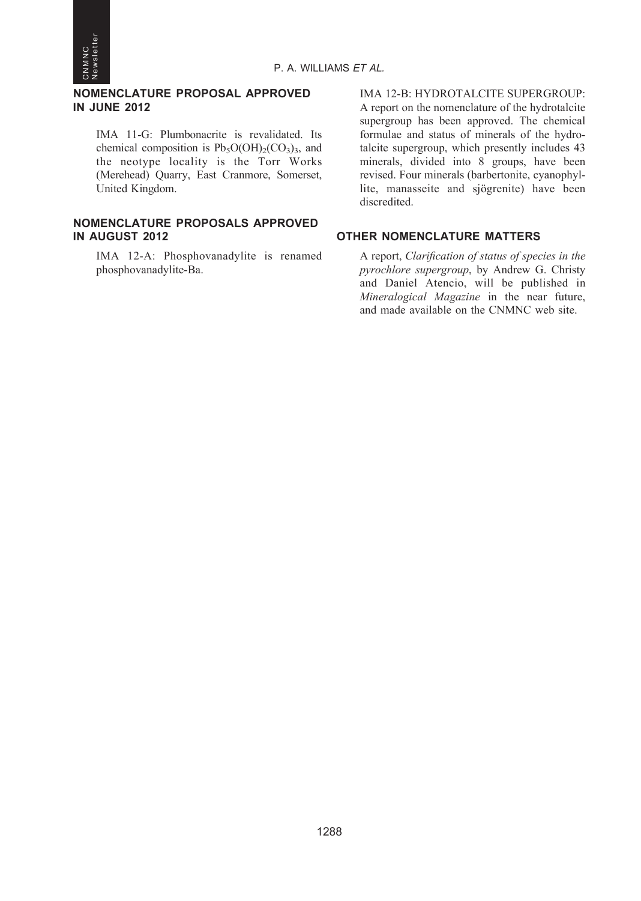## NOMENCLATURE PROPOSAL APPROVED IN JUNE 2012

IMA 11-G: Plumbonacrite is revalidated. Its chemical composition is $Pb_5O(OH)_2(CO_3)_3$, and the neotype locality is the Torr Works (Merehead) Quarry, East Cranmore, Somerset, United Kingdom.

## NOMENCLATURE PROPOSALS APPROVED IN AUGUST 2012

IMA 12-A: Phosphovanadylite is renamed phosphovanadylite-Ba.

IMA 12-B: HYDROTALCITE SUPERGROUP: A report on the nomenclature of the hydrotalcite supergroup has been approved. The chemical formulae and status of minerals of the hydrotalcite supergroup, which presently includes 43 minerals, divided into 8 groups, have been revised. Four minerals (barbertonite, cyanophyllite, manasseite and sjögrenite) have been discredited.

## OTHER NOMENCLATURE MATTERS

A report, *Clarification of status of species in the pyrochlore supergroup*, by Andrew G. Christy and Daniel Atencio, will be published in *Mineralogical Magazine* in the near future, and made available on the CNMNC web site.